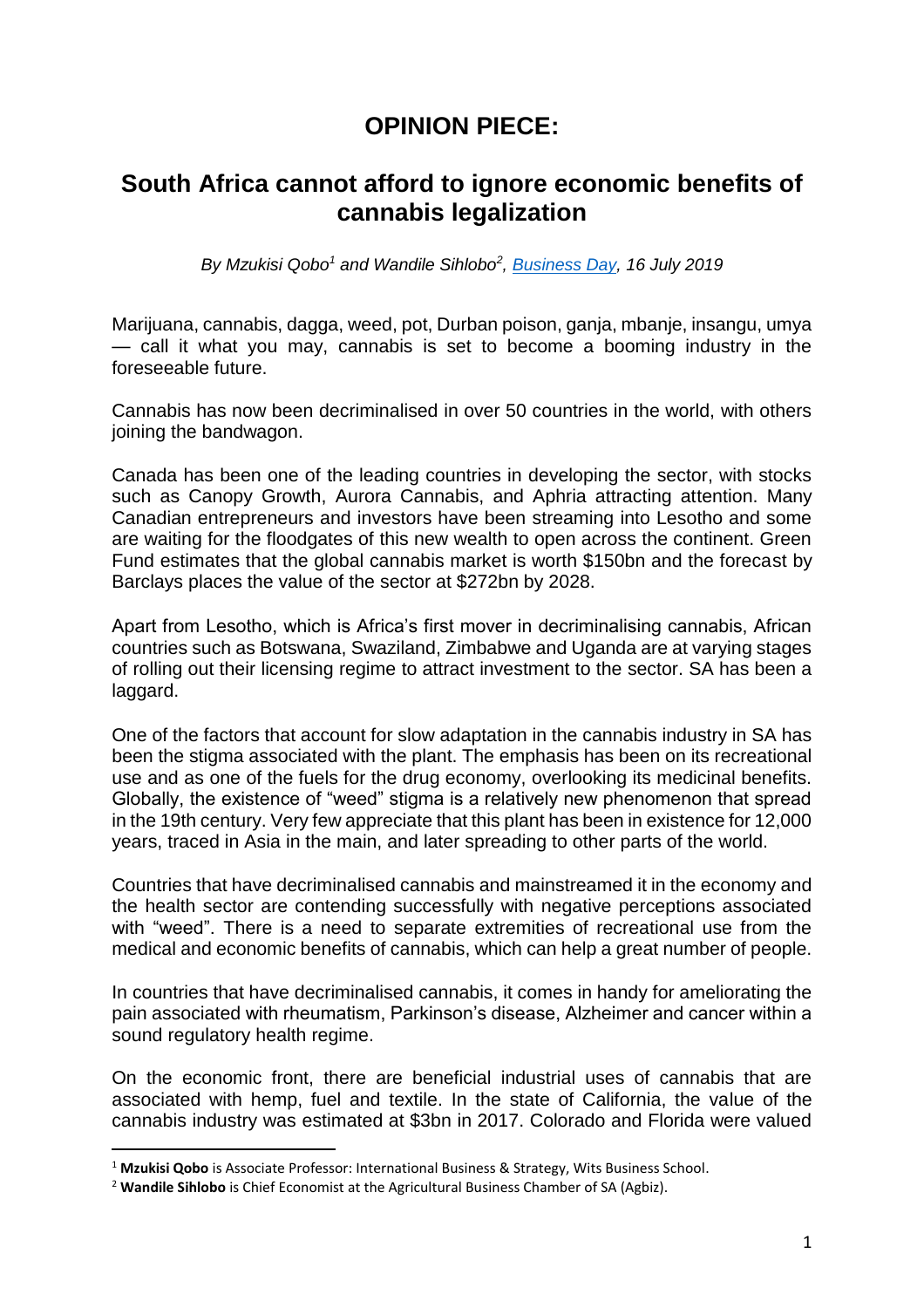# OPINION PIECE:

## South Africa cannot afford to ignore economic benefits of cannabis legalization

*By Mzukisi Qobo[1] and Wandile Sihlobo[2], [Business Day](), 16 July 2019*

Marijuana, cannabis, dagga, weed, pot, Durban poison, ganja, mbanje, insangu, umya — call it what you may, cannabis is set to become a booming industry in the foreseeable future.

Cannabis has now been decriminalised in over 50 countries in the world, with others joining the bandwagon.

Canada has been one of the leading countries in developing the sector, with stocks such as Canopy Growth, Aurora Cannabis, and Aphria attracting attention. Many Canadian entrepreneurs and investors have been streaming into Lesotho and some are waiting for the floodgates of this new wealth to open across the continent. Green Fund estimates that the global cannabis market is worth $150bn and the forecast by Barclays places the value of the sector at $272bn by 2028.

Apart from Lesotho, which is Africa's first mover in decriminalising cannabis, African countries such as Botswana, Swaziland, Zimbabwe and Uganda are at varying stages of rolling out their licensing regime to attract investment to the sector. SA has been a laggard.

One of the factors that account for slow adaptation in the cannabis industry in SA has been the stigma associated with the plant. The emphasis has been on its recreational use and as one of the fuels for the drug economy, overlooking its medicinal benefits. Globally, the existence of "weed" stigma is a relatively new phenomenon that spread in the 19th century. Very few appreciate that this plant has been in existence for 12,000 years, traced in Asia in the main, and later spreading to other parts of the world.

Countries that have decriminalised cannabis and mainstreamed it in the economy and the health sector are contending successfully with negative perceptions associated with "weed". There is a need to separate extremities of recreational use from the medical and economic benefits of cannabis, which can help a great number of people.

In countries that have decriminalised cannabis, it comes in handy for ameliorating the pain associated with rheumatism, Parkinson's disease, Alzheimer and cancer within a sound regulatory health regime.

On the economic front, there are beneficial industrial uses of cannabis that are associated with hemp, fuel and textile. In the state of California, the value of the cannabis industry was estimated at $3bn in 2017. Colorado and Florida were valued

---

[1] **Mzukisi Qobo** is Associate Professor: International Business & Strategy, Wits Business School.

[2] **Wandile Sihlobo** is Chief Economist at the Agricultural Business Chamber of SA (Agbiz).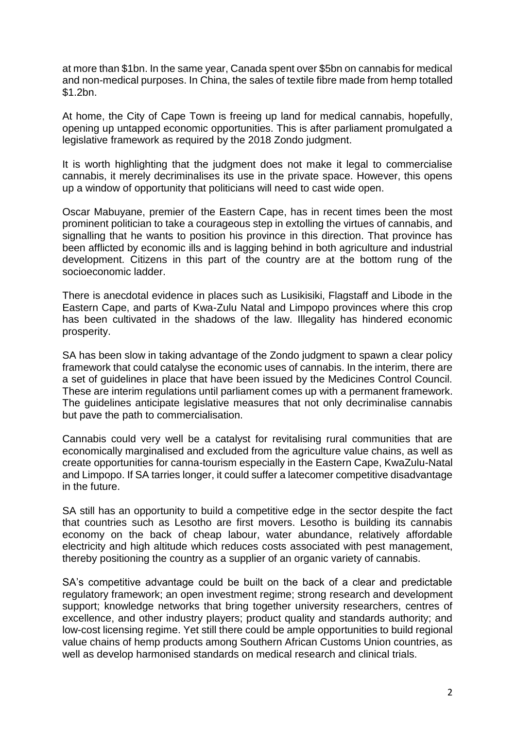at more than $1bn. In the same year, Canada spent over $5bn on cannabis for medical and non-medical purposes. In China, the sales of textile fibre made from hemp totalled $1.2bn.

At home, the City of Cape Town is freeing up land for medical cannabis, hopefully, opening up untapped economic opportunities. This is after parliament promulgated a legislative framework as required by the 2018 Zondo judgment.

It is worth highlighting that the judgment does not make it legal to commercialise cannabis, it merely decriminalises its use in the private space. However, this opens up a window of opportunity that politicians will need to cast wide open.

Oscar Mabuyane, premier of the Eastern Cape, has in recent times been the most prominent politician to take a courageous step in extolling the virtues of cannabis, and signalling that he wants to position his province in this direction. That province has been afflicted by economic ills and is lagging behind in both agriculture and industrial development. Citizens in this part of the country are at the bottom rung of the socioeconomic ladder.

There is anecdotal evidence in places such as Lusikisiki, Flagstaff and Libode in the Eastern Cape, and parts of Kwa-Zulu Natal and Limpopo provinces where this crop has been cultivated in the shadows of the law. Illegality has hindered economic prosperity.

SA has been slow in taking advantage of the Zondo judgment to spawn a clear policy framework that could catalyse the economic uses of cannabis. In the interim, there are a set of guidelines in place that have been issued by the Medicines Control Council. These are interim regulations until parliament comes up with a permanent framework. The guidelines anticipate legislative measures that not only decriminalise cannabis but pave the path to commercialisation.

Cannabis could very well be a catalyst for revitalising rural communities that are economically marginalised and excluded from the agriculture value chains, as well as create opportunities for canna-tourism especially in the Eastern Cape, KwaZulu-Natal and Limpopo. If SA tarries longer, it could suffer a latecomer competitive disadvantage in the future.

SA still has an opportunity to build a competitive edge in the sector despite the fact that countries such as Lesotho are first movers. Lesotho is building its cannabis economy on the back of cheap labour, water abundance, relatively affordable electricity and high altitude which reduces costs associated with pest management, thereby positioning the country as a supplier of an organic variety of cannabis.

SA's competitive advantage could be built on the back of a clear and predictable regulatory framework; an open investment regime; strong research and development support; knowledge networks that bring together university researchers, centres of excellence, and other industry players; product quality and standards authority; and low-cost licensing regime. Yet still there could be ample opportunities to build regional value chains of hemp products among Southern African Customs Union countries, as well as develop harmonised standards on medical research and clinical trials.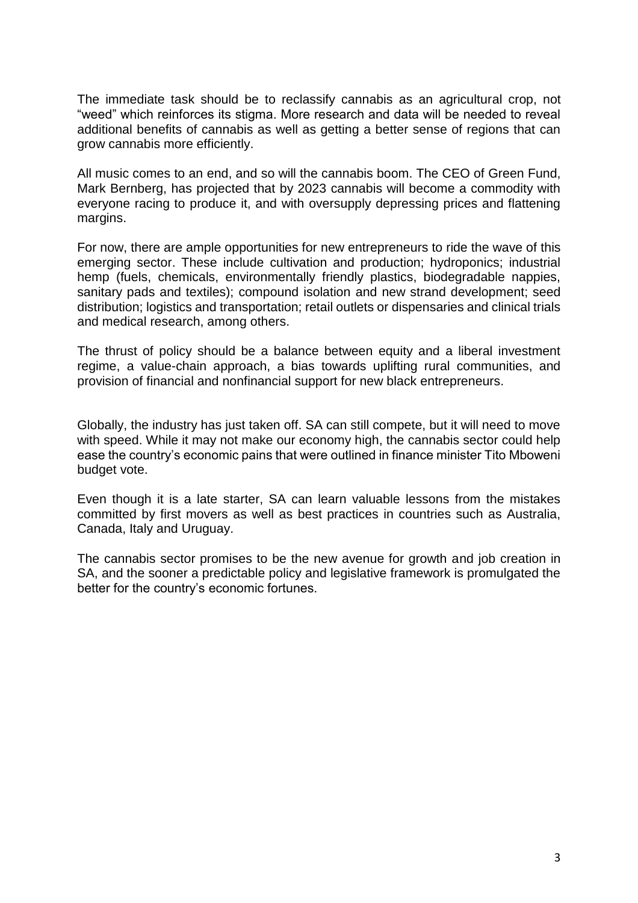The immediate task should be to reclassify cannabis as an agricultural crop, not "weed" which reinforces its stigma. More research and data will be needed to reveal additional benefits of cannabis as well as getting a better sense of regions that can grow cannabis more efficiently.

All music comes to an end, and so will the cannabis boom. The CEO of Green Fund, Mark Bernberg, has projected that by 2023 cannabis will become a commodity with everyone racing to produce it, and with oversupply depressing prices and flattening margins.

For now, there are ample opportunities for new entrepreneurs to ride the wave of this emerging sector. These include cultivation and production; hydroponics; industrial hemp (fuels, chemicals, environmentally friendly plastics, biodegradable nappies, sanitary pads and textiles); compound isolation and new strand development; seed distribution; logistics and transportation; retail outlets or dispensaries and clinical trials and medical research, among others.

The thrust of policy should be a balance between equity and a liberal investment regime, a value-chain approach, a bias towards uplifting rural communities, and provision of financial and nonfinancial support for new black entrepreneurs.

Globally, the industry has just taken off. SA can still compete, but it will need to move with speed. While it may not make our economy high, the cannabis sector could help ease the country's economic pains that were outlined in finance minister Tito Mboweni budget vote.

Even though it is a late starter, SA can learn valuable lessons from the mistakes committed by first movers as well as best practices in countries such as Australia, Canada, Italy and Uruguay.

The cannabis sector promises to be the new avenue for growth and job creation in SA, and the sooner a predictable policy and legislative framework is promulgated the better for the country's economic fortunes.